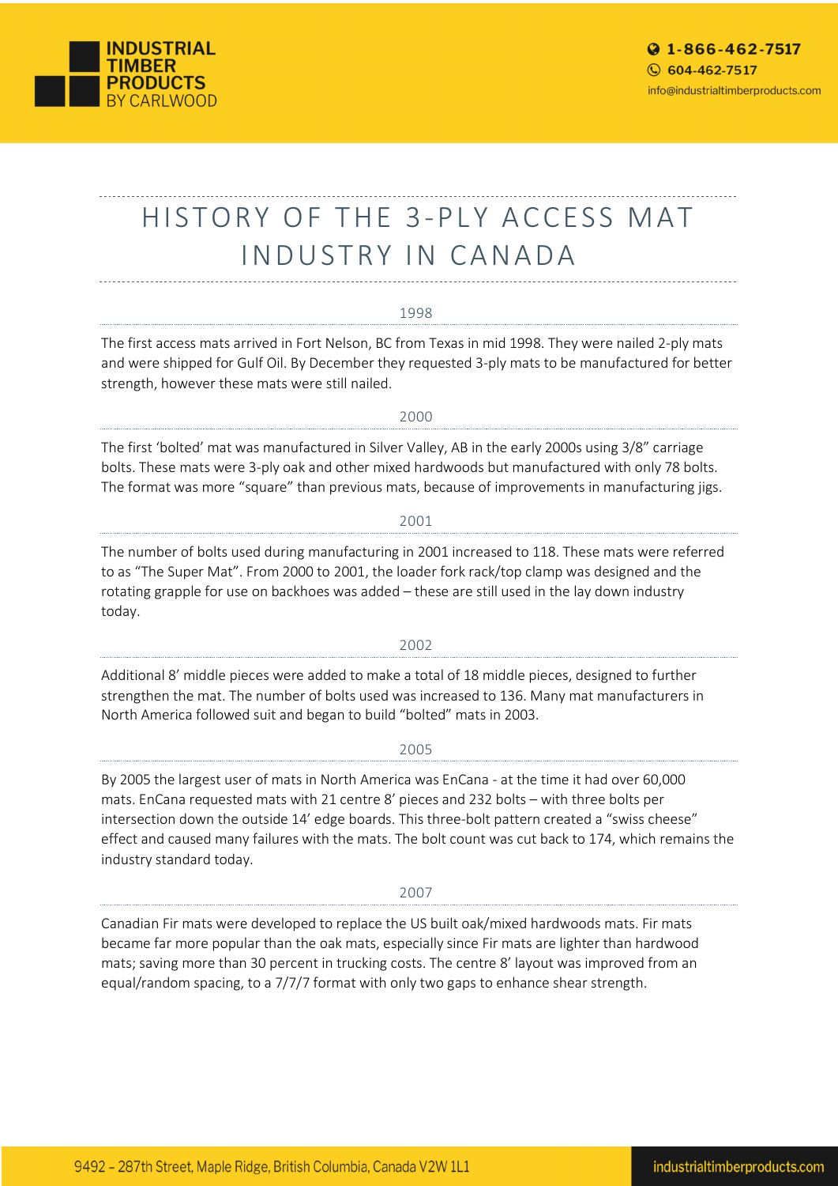# HISTORY OF THE 3-PLY ACCESS MAT INDUSTRY IN CANADA

## 1998

The first access mats arrived in Fort Nelson, BC from Texas in mid 1998. They were nailed 2-ply mats and were shipped for Gulf Oil. By December they requested 3-ply mats to be manufactured for better strength, however these mats were still nailed.

## 2000

The first 'bolted' mat was manufactured in Silver Valley, AB in the early 2000s using 3/8" carriage bolts. These mats were 3-ply oak and other mixed hardwoods but manufactured with only 78 bolts. The format was more "square" than previous mats, because of improvements in manufacturing jigs.

## 2001

The number of bolts used during manufacturing in 2001 increased to 118. These mats were referred to as "The Super Mat". From 2000 to 2001, the loader fork rack/top clamp was designed and the rotating grapple for use on backhoes was added – these are still used in the lay down industry today.

## 2002

Additional 8' middle pieces were added to make a total of 18 middle pieces, designed to further strengthen the mat. The number of bolts used was increased to 136. Many mat manufacturers in North America followed suit and began to build "bolted" mats in 2003.

## 2005

By 2005 the largest user of mats in North America was EnCana - at the time it had over 60,000 mats. EnCana requested mats with 21 centre 8' pieces and 232 bolts – with three bolts per intersection down the outside 14' edge boards. This three-bolt pattern created a "swiss cheese" effect and caused many failures with the mats. The bolt count was cut back to 174, which remains the industry standard today.

## 2007

Canadian Fir mats were developed to replace the US built oak/mixed hardwoods mats. Fir mats became far more popular than the oak mats, especially since Fir mats are lighter than hardwood mats; saving more than 30 percent in trucking costs. The centre 8' layout was improved from an equal/random spacing, to a 7/7/7 format with only two gaps to enhance shear strength.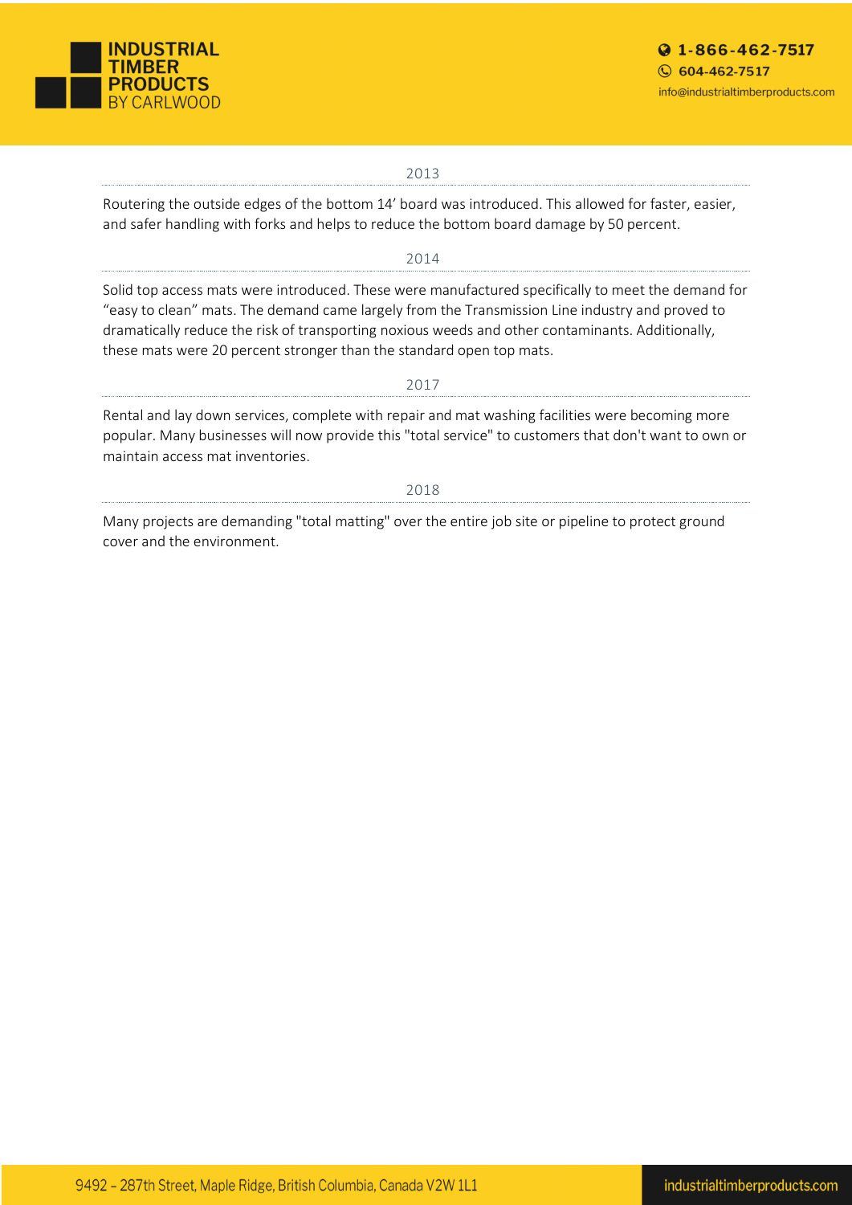### 2013

Routering the outside edges of the bottom 14' board was introduced. This allowed for faster, easier, and safer handling with forks and helps to reduce the bottom board damage by 50 percent.

### 2014

Solid top access mats were introduced. These were manufactured specifically to meet the demand for "easy to clean" mats. The demand came largely from the Transmission Line industry and proved to dramatically reduce the risk of transporting noxious weeds and other contaminants. Additionally, these mats were 20 percent stronger than the standard open top mats.

### 2017

Rental and lay down services, complete with repair and mat washing facilities were becoming more popular. Many businesses will now provide this "total service" to customers that don't want to own or maintain access mat inventories.

### 2018

Many projects are demanding "total matting" over the entire job site or pipeline to protect ground cover and the environment.